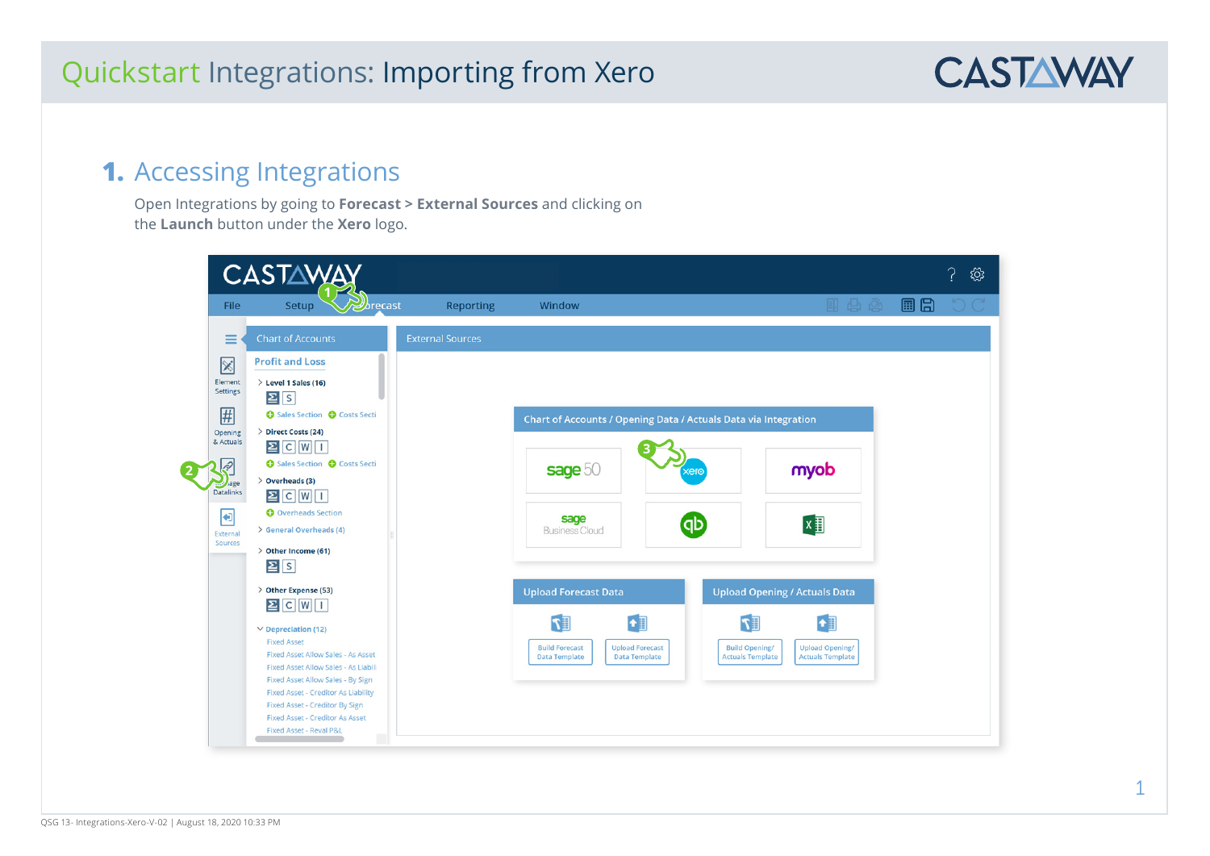# Quickstart Integrations: Importing from Xero

## 1. Accessing Integrations

Open Integrations by going to **Forecast > External Sources** and clicking on the **Launch** button under the **Xero** logo.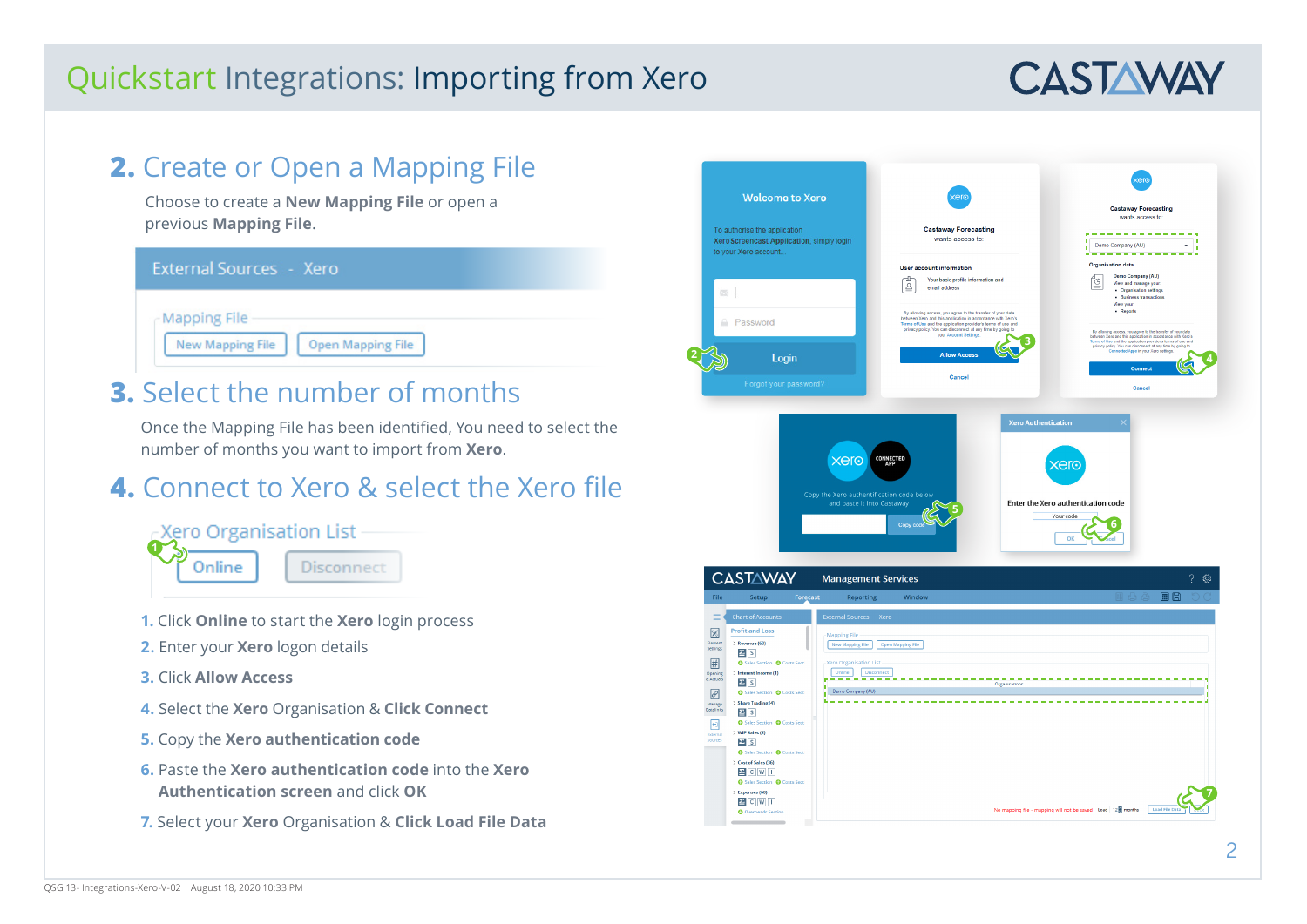# Quickstart Integrations: Importing from Xero

## 2. Create or Open a Mapping File

Choose to create a **New Mapping File** or open a previous **Mapping File**.

## 3. Select the number of months

Once the Mapping File has been identified, You need to select the number of months you want to import from **Xero**.

## 4. Connect to Xero & select the Xero file

1. Click **Online** to start the **Xero** login process
2. Enter your **Xero** logon details
3. Click **Allow Access**
4. Select the **Xero** Organisation & **Click Connect**
5. Copy the **Xero authentication code**
6. Paste the **Xero authentication code** into the **Xero Authentication screen** and click **OK**
7. Select your **Xero** Organisation & **Click Load File Data**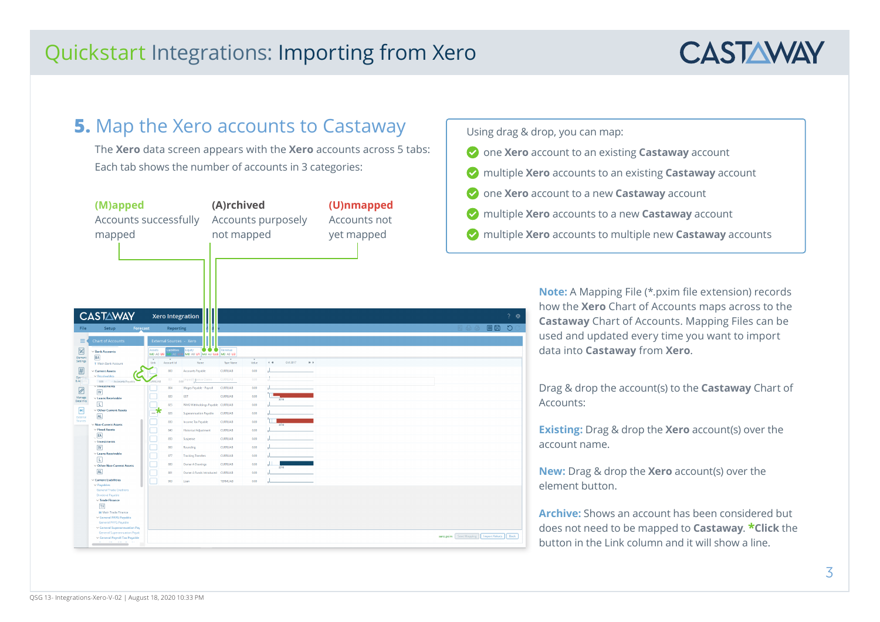## 5. Map the Xero accounts to Castaway

The **Xero** data screen appears with the **Xero** accounts across 5 tabs:
Each tab shows the number of accounts in 3 categories:

**(M)apped**
Accounts successfully mapped

**(A)rchived**
Accounts purposely not mapped

**(U)nmapped**
Accounts not yet mapped

Using drag & drop, you can map:

- one **Xero** account to an existing **Castaway** account
- multiple **Xero** accounts to an existing **Castaway** account
- one **Xero** account to a new **Castaway** account
- multiple **Xero** accounts to a new **Castaway** account
- multiple **Xero** accounts to multiple new **Castaway** accounts

**Note:** A Mapping File (*.pxim file extension) records how the **Xero** Chart of Accounts maps across to the **Castaway** Chart of Accounts. Mapping Files can be used and updated every time you want to import data into **Castaway** from **Xero**.

Drag & drop the account(s) to the **Castaway** Chart of Accounts:

**Existing:** Drag & drop the **Xero** account(s) over the account name.

**New:** Drag & drop the **Xero** account(s) over the element button.

**Archive:** Shows an account has been considered but does not need to be mapped to **Castaway**. ***Click** the button in the Link column and it will show a line.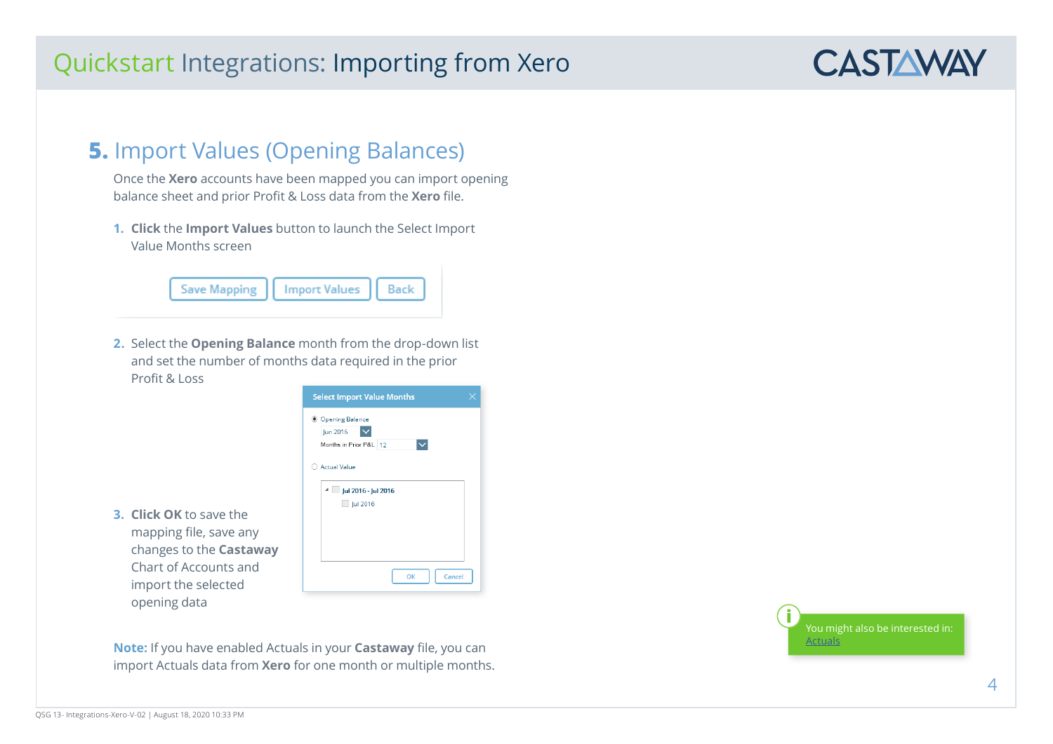## 5. Import Values (Opening Balances)

Once the **Xero** accounts have been mapped you can import opening balance sheet and prior Profit & Loss data from the **Xero** file.

1. **Click** the **Import Values** button to launch the Select Import Value Months screen

Save Mapping | Import Values | Back

2. Select the **Opening Balance** month from the drop-down list and set the number of months data required in the prior Profit & Loss

Select Import Value Months

Opening Balance
Jun 2016
Months in Prior P&L: 12

Actual Value
Jul 2016 - Jul 2016
Jul 2016

OK | Cancel

3. **Click OK** to save the mapping file, save any changes to the **Castaway** Chart of Accounts and import the selected opening data

**Note:** If you have enabled Actuals in your **Castaway** file, you can import Actuals data from **Xero** for one month or multiple months.

You might also be interested in: Actuals